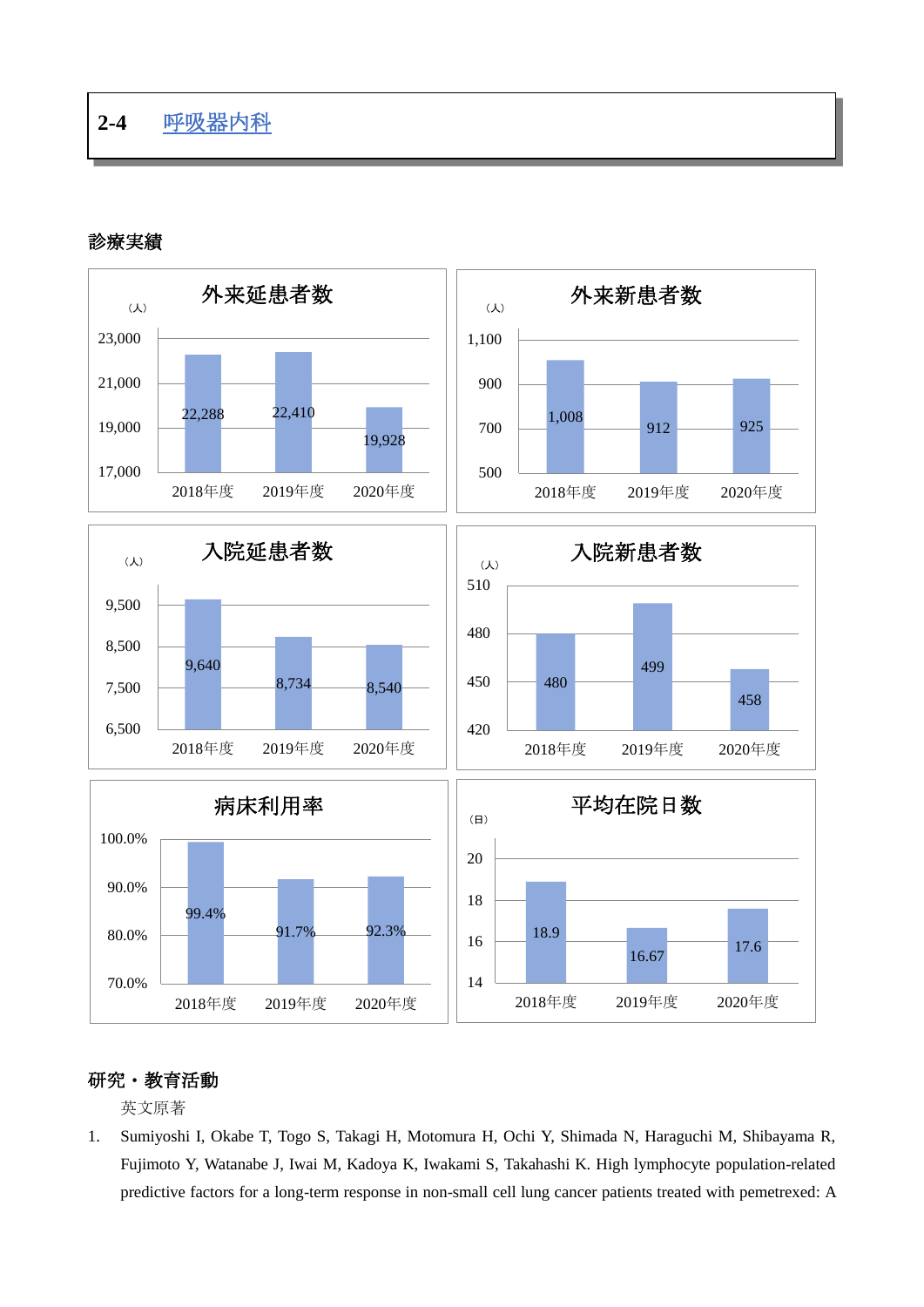# 2-4　呼吸器内科

## 診療実績

**外来延患者数**（人）

| 2018年度 | 2019年度 | 2020年度 |
|---|---|---|
| 22,288 | 22,410 | 19,928 |

**外来新患者数**（人）

| 2018年度 | 2019年度 | 2020年度 |
|---|---|---|
| 1,008 | 912 | 925 |

**入院延患者数**（人）

| 2018年度 | 2019年度 | 2020年度 |
|---|---|---|
| 9,640 | 8,734 | 8,540 |

**入院新患者数**（人）

| 2018年度 | 2019年度 | 2020年度 |
|---|---|---|
| 480 | 499 | 458 |

**病床利用率**

| 2018年度 | 2019年度 | 2020年度 |
|---|---|---|
| 99.4% | 91.7% | 92.3% |

**平均在院日数**（日）

| 2018年度 | 2019年度 | 2020年度 |
|---|---|---|
| 18.9 | 16.67 | 17.6 |

## 研究・教育活動

英文原著

1. Sumiyoshi I, Okabe T, Togo S, Takagi H, Motomura H, Ochi Y, Shimada N, Haraguchi M, Shibayama R, Fujimoto Y, Watanabe J, Iwai M, Kadoya K, Iwakami S, Takahashi K. High lymphocyte population-related predictive factors for a long-term response in non-small cell lung cancer patients treated with pemetrexed: A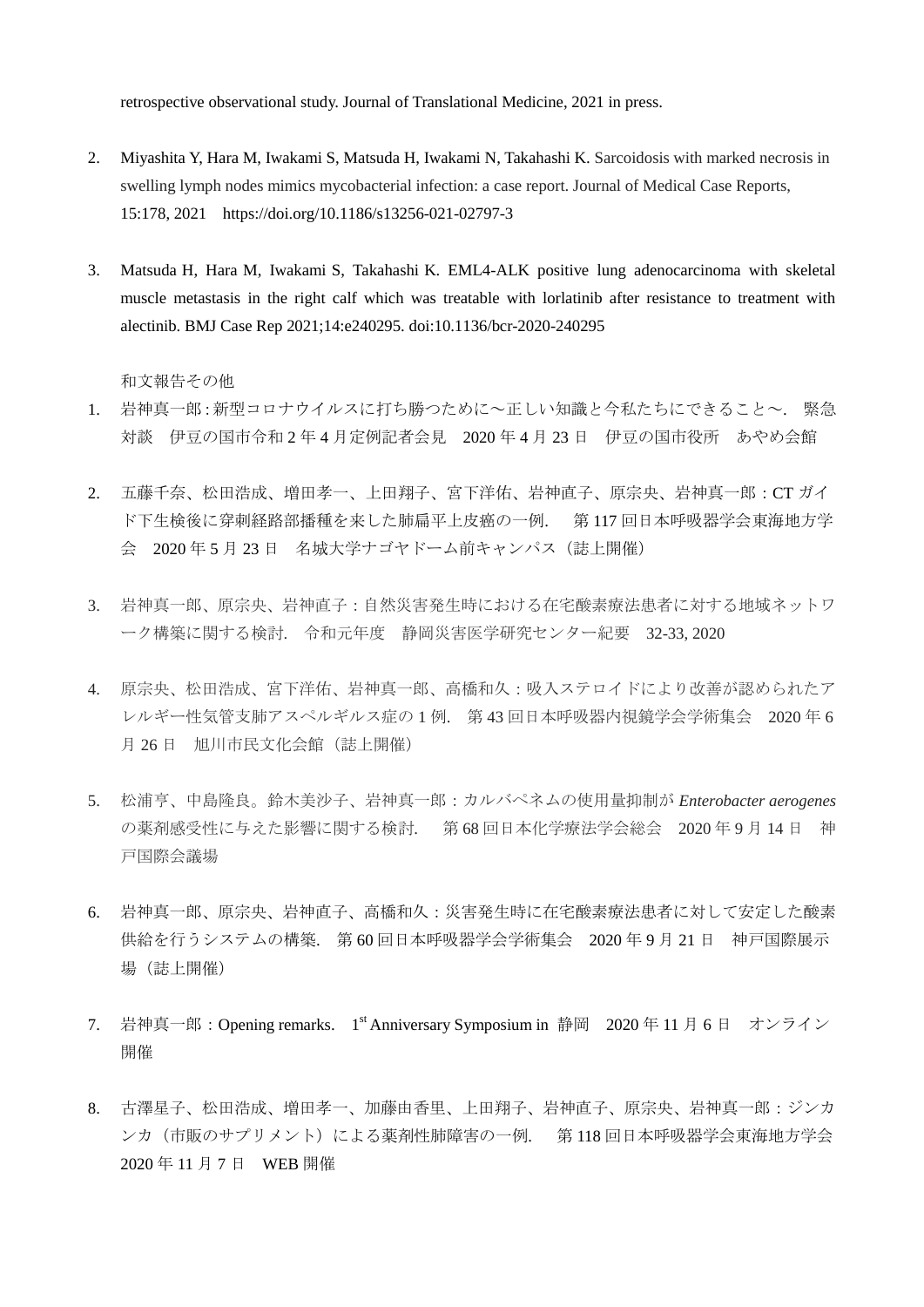retrospective observational study. Journal of Translational Medicine, 2021 in press.

2. Miyashita Y, Hara M, Iwakami S, Matsuda H, Iwakami N, Takahashi K. Sarcoidosis with marked necrosis in swelling lymph nodes mimics mycobacterial infection: a case report. Journal of Medical Case Reports, 15:178, 2021 https://doi.org/10.1186/s13256-021-02797-3

3. Matsuda H, Hara M, Iwakami S, Takahashi K. EML4-ALK positive lung adenocarcinoma with skeletal muscle metastasis in the right calf which was treatable with lorlatinib after resistance to treatment with alectinib. BMJ Case Rep 2021;14:e240295. doi:10.1136/bcr-2020-240295

和文報告その他

1. 岩神真一郎 : 新型コロナウイルスに打ち勝つために～正しい知識と今私たちにできること～. 緊急対談 伊豆の国市令和 2 年 4 月定例記者会見 2020 年 4 月 23 日 伊豆の国市役所 あやめ会館

2. 五藤千奈、松田浩成、増田孝一、上田翔子、宮下洋佑、岩神直子、原宗央、岩神真一郎：CT ガイド下生検後に穿刺経路部播種を来した肺扁平上皮癌の一例. 第 117 回日本呼吸器学会東海地方学会 2020 年 5 月 23 日 名城大学ナゴヤドーム前キャンパス（誌上開催）

3. 岩神真一郎、原宗央、岩神直子：自然災害発生時における在宅酸素療法患者に対する地域ネットワーク構築に関する検討. 令和元年度 静岡災害医学研究センター紀要 32-33, 2020

4. 原宗央、松田浩成、宮下洋佑、岩神真一郎、高橋和久：吸入ステロイドにより改善が認められたアレルギー性気管支肺アスペルギルス症の 1 例. 第 43 回日本呼吸器内視鏡学会学術集会 2020 年 6 月 26 日 旭川市民文化会館（誌上開催）

5. 松浦亨、中島隆良。鈴木美沙子、岩神真一郎：カルバペネムの使用量抑制が *Enterobacter aerogenes* の薬剤感受性に与えた影響に関する検討. 第 68 回日本化学療法学会総会 2020 年 9 月 14 日 神戸国際会議場

6. 岩神真一郎、原宗央、岩神直子、高橋和久：災害発生時に在宅酸素療法患者に対して安定した酸素供給を行うシステムの構築. 第 60 回日本呼吸器学会学術集会 2020 年 9 月 21 日 神戸国際展示場（誌上開催）

7. 岩神真一郎：Opening remarks. 1st Anniversary Symposium in 静岡 2020 年 11 月 6 日 オンライン開催

8. 古澤星子、松田浩成、増田孝一、加藤由香里、上田翔子、岩神直子、原宗央、岩神真一郎：ジンカンカ（市販のサプリメント）による薬剤性肺障害の一例. 第 118 回日本呼吸器学会東海地方学会 2020 年 11 月 7 日 WEB 開催